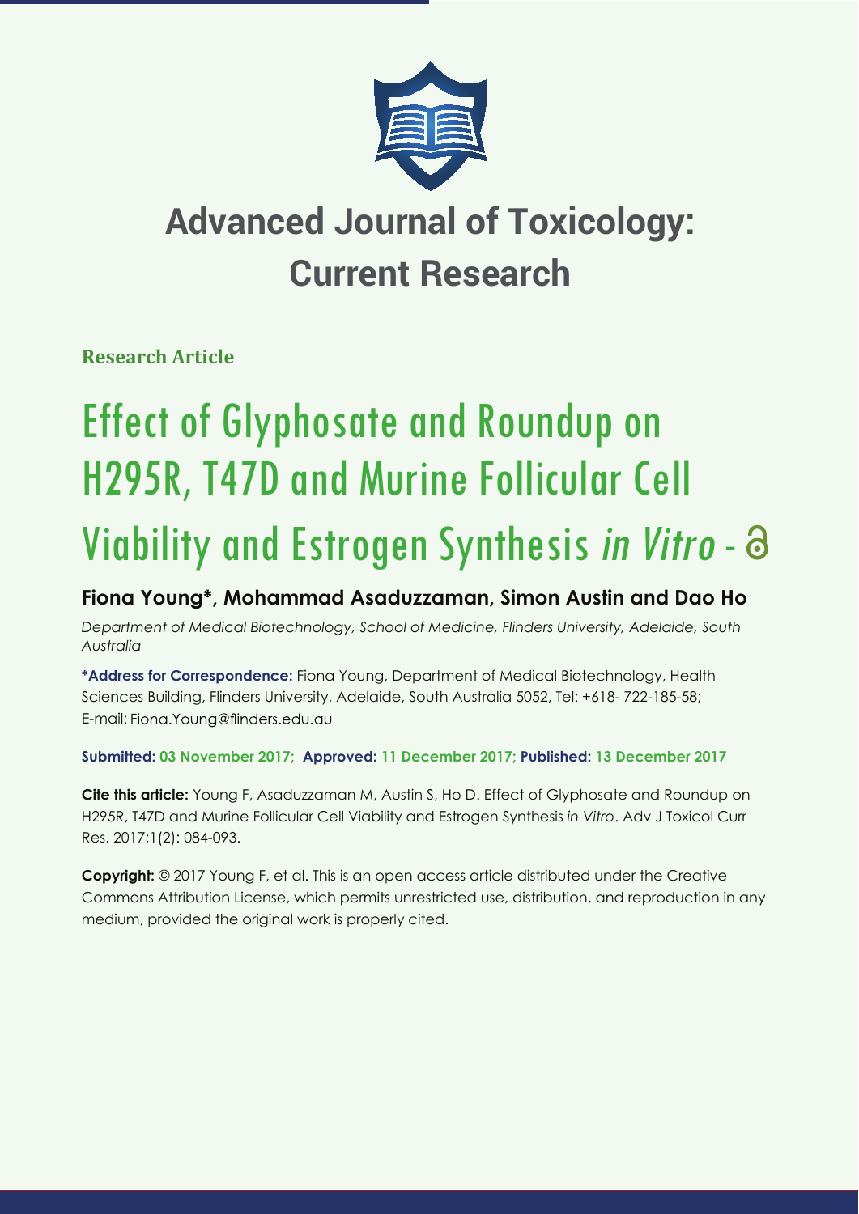# Advanced Journal of Toxicology: Current Research

**Research Article**

# Effect of Glyphosate and Roundup on H295R, T47D and Murine Follicular Cell Viability and Estrogen Synthesis *in Vitro*

**Fiona Young*, Mohammad Asaduzzaman, Simon Austin and Dao Ho**

*Department of Medical Biotechnology, School of Medicine, Flinders University, Adelaide, South Australia*

**\*Address for Correspondence:** Fiona Young, Department of Medical Biotechnology, Health Sciences Building, Flinders University, Adelaide, South Australia 5052, Tel: +618- 722-185-58; E-mail: Fiona.Young@flinders.edu.au

**Submitted: 03 November 2017; Approved: 11 December 2017; Published: 13 December 2017**

**Cite this article:** Young F, Asaduzzaman M, Austin S, Ho D. Effect of Glyphosate and Roundup on H295R, T47D and Murine Follicular Cell Viability and Estrogen Synthesis *in Vitro*. Adv J Toxicol Curr Res. 2017;1(2): 084-093.

**Copyright:** © 2017 Young F, et al. This is an open access article distributed under the Creative Commons Attribution License, which permits unrestricted use, distribution, and reproduction in any medium, provided the original work is properly cited.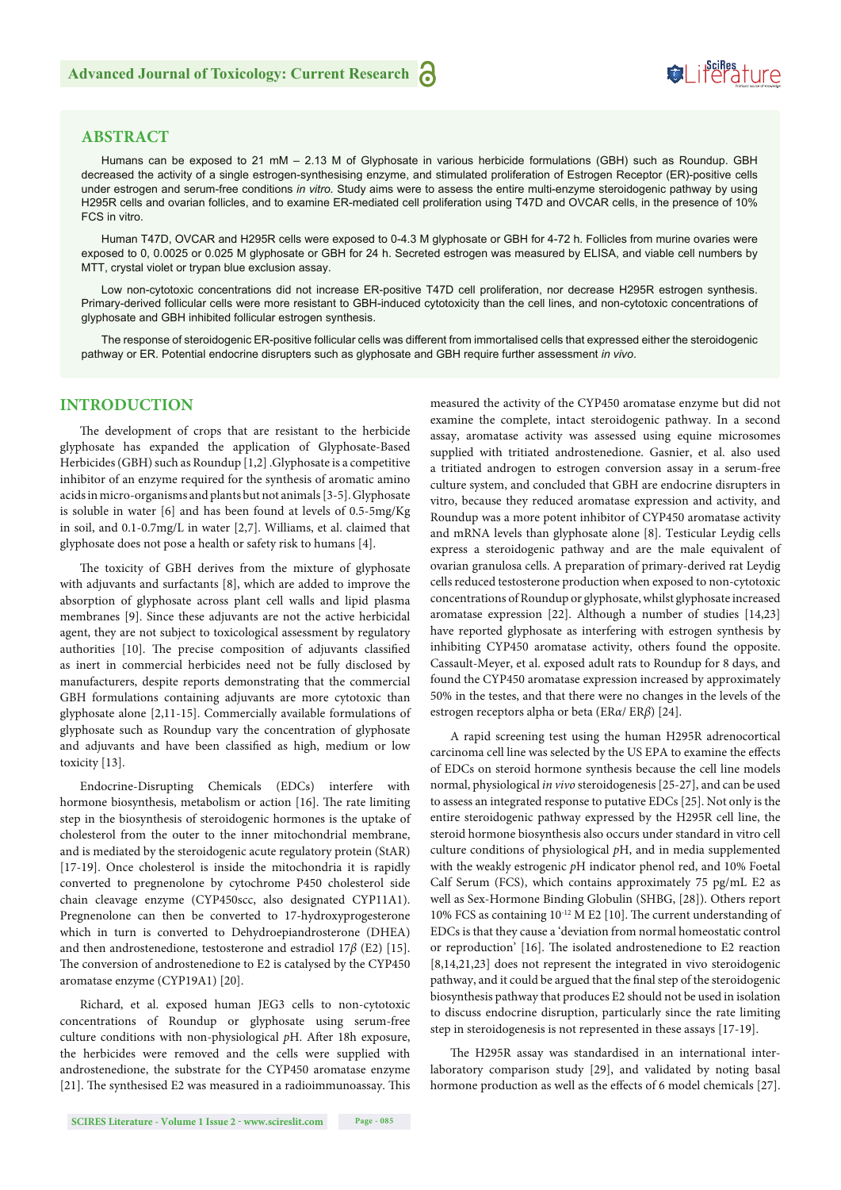## ABSTRACT

Humans can be exposed to 21 mM – 2.13 M of Glyphosate in various herbicide formulations (GBH) such as Roundup. GBH decreased the activity of a single estrogen-synthesising enzyme, and stimulated proliferation of Estrogen Receptor (ER)-positive cells under estrogen and serum-free conditions *in vitro.* Study aims were to assess the entire multi-enzyme steroidogenic pathway by using H295R cells and ovarian follicles, and to examine ER-mediated cell proliferation using T47D and OVCAR cells, in the presence of 10% FCS in vitro.

Human T47D, OVCAR and H295R cells were exposed to 0-4.3 M glyphosate or GBH for 4-72 h. Follicles from murine ovaries were exposed to 0, 0.0025 or 0.025 M glyphosate or GBH for 24 h. Secreted estrogen was measured by ELISA, and viable cell numbers by MTT, crystal violet or trypan blue exclusion assay.

Low non-cytotoxic concentrations did not increase ER-positive T47D cell proliferation, nor decrease H295R estrogen synthesis. Primary-derived follicular cells were more resistant to GBH-induced cytotoxicity than the cell lines, and non-cytotoxic concentrations of glyphosate and GBH inhibited follicular estrogen synthesis.

The response of steroidogenic ER-positive follicular cells was different from immortalised cells that expressed either the steroidogenic pathway or ER. Potential endocrine disrupters such as glyphosate and GBH require further assessment *in vivo*.

## INTRODUCTION

The development of crops that are resistant to the herbicide glyphosate has expanded the application of Glyphosate-Based Herbicides (GBH) such as Roundup [1,2] .Glyphosate is a competitive inhibitor of an enzyme required for the synthesis of aromatic amino acids in micro-organisms and plants but not animals [3-5]. Glyphosate is soluble in water [6] and has been found at levels of 0.5-5mg/Kg in soil, and 0.1-0.7mg/L in water [2,7]. Williams, et al. claimed that glyphosate does not pose a health or safety risk to humans [4].

The toxicity of GBH derives from the mixture of glyphosate with adjuvants and surfactants [8], which are added to improve the absorption of glyphosate across plant cell walls and lipid plasma membranes [9]. Since these adjuvants are not the active herbicidal agent, they are not subject to toxicological assessment by regulatory authorities [10]. The precise composition of adjuvants classified as inert in commercial herbicides need not be fully disclosed by manufacturers, despite reports demonstrating that the commercial GBH formulations containing adjuvants are more cytotoxic than glyphosate alone [2,11-15]. Commercially available formulations of glyphosate such as Roundup vary the concentration of glyphosate and adjuvants and have been classified as high, medium or low toxicity [13].

Endocrine-Disrupting Chemicals (EDCs) interfere with hormone biosynthesis, metabolism or action [16]. The rate limiting step in the biosynthesis of steroidogenic hormones is the uptake of cholesterol from the outer to the inner mitochondrial membrane, and is mediated by the steroidogenic acute regulatory protein (StAR) [17-19]. Once cholesterol is inside the mitochondria it is rapidly converted to pregnenolone by cytochrome P450 cholesterol side chain cleavage enzyme (CYP450scc, also designated CYP11A1). Pregnenolone can then be converted to 17-hydroxyprogesterone which in turn is converted to Dehydroepiandrosterone (DHEA) and then androstenedione, testosterone and estradiol 17$\beta$ (E2) [15]. The conversion of androstenedione to E2 is catalysed by the CYP450 aromatase enzyme (CYP19A1) [20].

Richard, et al. exposed human JEG3 cells to non-cytotoxic concentrations of Roundup or glyphosate using serum-free culture conditions with non-physiological *p*H. After 18h exposure, the herbicides were removed and the cells were supplied with androstenedione, the substrate for the CYP450 aromatase enzyme [21]. The synthesised E2 was measured in a radioimmunoassay. This measured the activity of the CYP450 aromatase enzyme but did not examine the complete, intact steroidogenic pathway. In a second assay, aromatase activity was assessed using equine microsomes supplied with tritiated androstenedione. Gasnier, et al. also used a tritiated androgen to estrogen conversion assay in a serum-free culture system, and concluded that GBH are endocrine disrupters in vitro, because they reduced aromatase expression and activity, and Roundup was a more potent inhibitor of CYP450 aromatase activity and mRNA levels than glyphosate alone [8]. Testicular Leydig cells express a steroidogenic pathway and are the male equivalent of ovarian granulosa cells. A preparation of primary-derived rat Leydig cells reduced testosterone production when exposed to non-cytotoxic concentrations of Roundup or glyphosate, whilst glyphosate increased aromatase expression [22]. Although a number of studies [14,23] have reported glyphosate as interfering with estrogen synthesis by inhibiting CYP450 aromatase activity, others found the opposite. Cassault-Meyer, et al. exposed adult rats to Roundup for 8 days, and found the CYP450 aromatase expression increased by approximately 50% in the testes, and that there were no changes in the levels of the estrogen receptors alpha or beta (ER$\alpha$/ ER$\beta$) [24].

A rapid screening test using the human H295R adrenocortical carcinoma cell line was selected by the US EPA to examine the effects of EDCs on steroid hormone synthesis because the cell line models normal, physiological *in vivo* steroidogenesis [25-27], and can be used to assess an integrated response to putative EDCs [25]. Not only is the entire steroidogenic pathway expressed by the H295R cell line, the steroid hormone biosynthesis also occurs under standard in vitro cell culture conditions of physiological *p*H, and in media supplemented with the weakly estrogenic *p*H indicator phenol red, and 10% Foetal Calf Serum (FCS), which contains approximately 75 pg/mL E2 as well as Sex-Hormone Binding Globulin (SHBG, [28]). Others report 10% FCS as containing $10^{-12}$ M E2 [10]. The current understanding of EDCs is that they cause a 'deviation from normal homeostatic control or reproduction' [16]. The isolated androstenedione to E2 reaction [8,14,21,23] does not represent the integrated in vivo steroidogenic pathway, and it could be argued that the final step of the steroidogenic biosynthesis pathway that produces E2 should not be used in isolation to discuss endocrine disruption, particularly since the rate limiting step in steroidogenesis is not represented in these assays [17-19].

The H295R assay was standardised in an international inter-laboratory comparison study [29], and validated by noting basal hormone production as well as the effects of 6 model chemicals [27].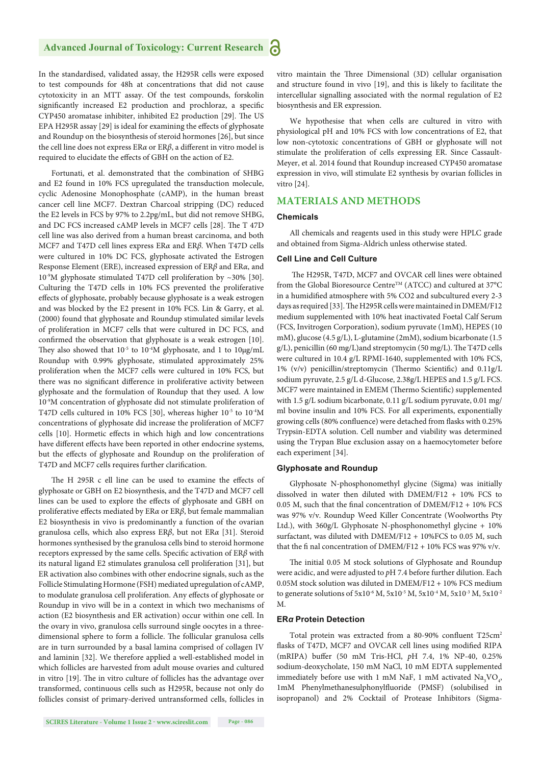In the standardised, validated assay, the H295R cells were exposed to test compounds for 48h at concentrations that did not cause cytotoxicity in an MTT assay. Of the test compounds, forskolin significantly increased E2 production and prochloraz, a specific CYP450 aromatase inhibiter, inhibited E2 production [29]. The US EPA H295R assay [29] is ideal for examining the effects of glyphosate and Roundup on the biosynthesis of steroid hormones [26], but since the cell line does not express ER*α* or ER*β*, a different in vitro model is required to elucidate the effects of GBH on the action of E2.

Fortunati, et al. demonstrated that the combination of SHBG and E2 found in 10% FCS upregulated the transduction molecule, cyclic Adenosine Monophosphate (cAMP), in the human breast cancer cell line MCF7. Dextran Charcoal stripping (DC) reduced the E2 levels in FCS by 97% to 2.2pg/mL, but did not remove SHBG, and DC FCS increased cAMP levels in MCF7 cells [28]. The T 47D cell line was also derived from a human breast carcinoma, and both MCF7 and T47D cell lines express ER*α* and ER*β*. When T47D cells were cultured in 10% DC FCS, glyphosate activated the Estrogen Response Element (ERE), increased expression of ER*β* and ER*α*, and $10^{-9}$M glyphosate stimulated T47D cell proliferation by ~30% [30]. Culturing the T47D cells in 10% FCS prevented the proliferative effects of glyphosate, probably because glyphosate is a weak estrogen and was blocked by the E2 present in 10% FCS. Lin & Garry, et al. (2000) found that glyphosate and Roundup stimulated similar levels of proliferation in MCF7 cells that were cultured in DC FCS, and confirmed the observation that glyphosate is a weak estrogen [10]. They also showed that $10^{-5}$ to $10^{-4}$M glyphosate, and 1 to 10μg/mL Roundup with 0.99% glyphosate, stimulated approximately 25% proliferation when the MCF7 cells were cultured in 10% FCS, but there was no significant difference in proliferative activity between glyphosate and the formulation of Roundup that they used. A low $10^{-9}$M concentration of glyphosate did not stimulate proliferation of T47D cells cultured in 10% FCS [30], whereas higher $10^{-5}$ to $10^{-4}$M concentrations of glyphosate did increase the proliferation of MCF7 cells [10]. Hormetic effects in which high and low concentrations have different effects have been reported in other endocrine systems, but the effects of glyphosate and Roundup on the proliferation of T47D and MCF7 cells requires further clarification.

The H 295R c ell line can be used to examine the effects of glyphosate or GBH on E2 biosynthesis, and the T47D and MCF7 cell lines can be used to explore the effects of glyphosate and GBH on proliferative effects mediated by ER*α* or ER*β*, but female mammalian E2 biosynthesis in vivo is predominantly a function of the ovarian granulosa cells, which also express ER*β*, but not ER*α* [31]. Steroid hormones synthesised by the granulosa cells bind to steroid hormone receptors expressed by the same cells. Specific activation of ER*β* with its natural ligand E2 stimulates granulosa cell proliferation [31], but ER activation also combines with other endocrine signals, such as the Follicle Stimulating Hormone (FSH) mediated upregulation of cAMP, to modulate granulosa cell proliferation. Any effects of glyphosate or Roundup in vivo will be in a context in which two mechanisms of action (E2 biosynthesis and ER activation) occur within one cell. In the ovary in vivo, granulosa cells surround single oocytes in a three-dimensional sphere to form a follicle. The follicular granulosa cells are in turn surrounded by a basal lamina comprised of collagen IV and laminin [32]. We therefore applied a well-established model in which follicles are harvested from adult mouse ovaries and cultured in vitro [19]. The in vitro culture of follicles has the advantage over transformed, continuous cells such as H295R, because not only do follicles consist of primary-derived untransformed cells, follicles in vitro maintain the Three Dimensional (3D) cellular organisation and structure found in vivo [19], and this is likely to facilitate the intercellular signalling associated with the normal regulation of E2 biosynthesis and ER expression.

We hypothesise that when cells are cultured in vitro with physiological pH and 10% FCS with low concentrations of E2, that low non-cytotoxic concentrations of GBH or glyphosate will not stimulate the proliferation of cells expressing ER. Since Cassault-Meyer, et al. 2014 found that Roundup increased CYP450 aromatase expression in vivo, will stimulate E2 synthesis by ovarian follicles in vitro [24].

## MATERIALS AND METHODS

### Chemicals

All chemicals and reagents used in this study were HPLC grade and obtained from Sigma-Aldrich unless otherwise stated.

### Cell Line and Cell Culture

The H295R, T47D, MCF7 and OVCAR cell lines were obtained from the Global Bioresource Centre™ (ATCC) and cultured at 37°C in a humidified atmosphere with 5% CO2 and subcultured every 2-3 days as required [33]. The H295R cells were maintained in DMEM/F12 medium supplemented with 10% heat inactivated Foetal Calf Serum (FCS, Invitrogen Corporation), sodium pyruvate (1mM), HEPES (10 mM), glucose (4.5 g/L), L-glutamine (2mM), sodium bicarbonate (1.5 g/L), penicillin (60 mg/L)and streptomycin (50 mg/L). The T47D cells were cultured in 10.4 g/L RPMI-1640, supplemented with 10% FCS, 1% (v/v) penicillin/streptomycin (Thermo Scientific) and 0.11g/L sodium pyruvate, 2.5 g/L d-Glucose, 2.38g/L HEPES and 1.5 g/L FCS. MCF7 were maintained in EMEM (Thermo Scientific) supplemented with 1.5 g/L sodium bicarbonate, 0.11 g/L sodium pyruvate, 0.01 mg/ml bovine insulin and 10% FCS. For all experiments, exponentially growing cells (80% confluence) were detached from flasks with 0.25% Trypsin-EDTA solution. Cell number and viability was determined using the Trypan Blue exclusion assay on a haemocytometer before each experiment [34].

### Glyphosate and Roundup

Glyphosate N-phosphonomethyl glycine (Sigma) was initially dissolved in water then diluted with DMEM/F12 + 10% FCS to 0.05 M, such that the final concentration of DMEM/F12 + 10% FCS was 97% v/v. Roundup Weed Killer Concentrate (Woolworths Pty Ltd.), with 360g/L Glyphosate N-phosphonomethyl glycine + 10% surfactant, was diluted with DMEM/F12 + 10%FCS to 0.05 M, such that the final concentration of DMEM/F12 + 10% FCS was 97% v/v.

The initial 0.05 M stock solutions of Glyphosate and Roundup were acidic, and were adjusted to *p*H 7.4 before further dilution. Each 0.05M stock solution was diluted in DMEM/F12 + 10% FCS medium to generate solutions of $5x10^{-6}$ M, $5x10^{-5}$ M, $5x10^{-4}$ M, $5x10^{-3}$ M, $5x10^{-2}$ M.

### ER*α* Protein Detection

Total protein was extracted from a 80-90% confluent T25cm$^2$ flasks of T47D, MCF7 and OVCAR cell lines using modified RIPA (mRIPA) buffer (50 mM Tris-HCl, *p*H 7.4, 1% NP-40, 0.25% sodium-deoxycholate, 150 mM NaCl, 10 mM EDTA supplemented immediately before use with 1 mM NaF, 1 mM activated $Na_3VO_4$, 1mM Phenylmethanesulphonylfluoride (PMSF) (solubilised in isopropanol) and 2% Cocktail of Protease Inhibitors (Sigma-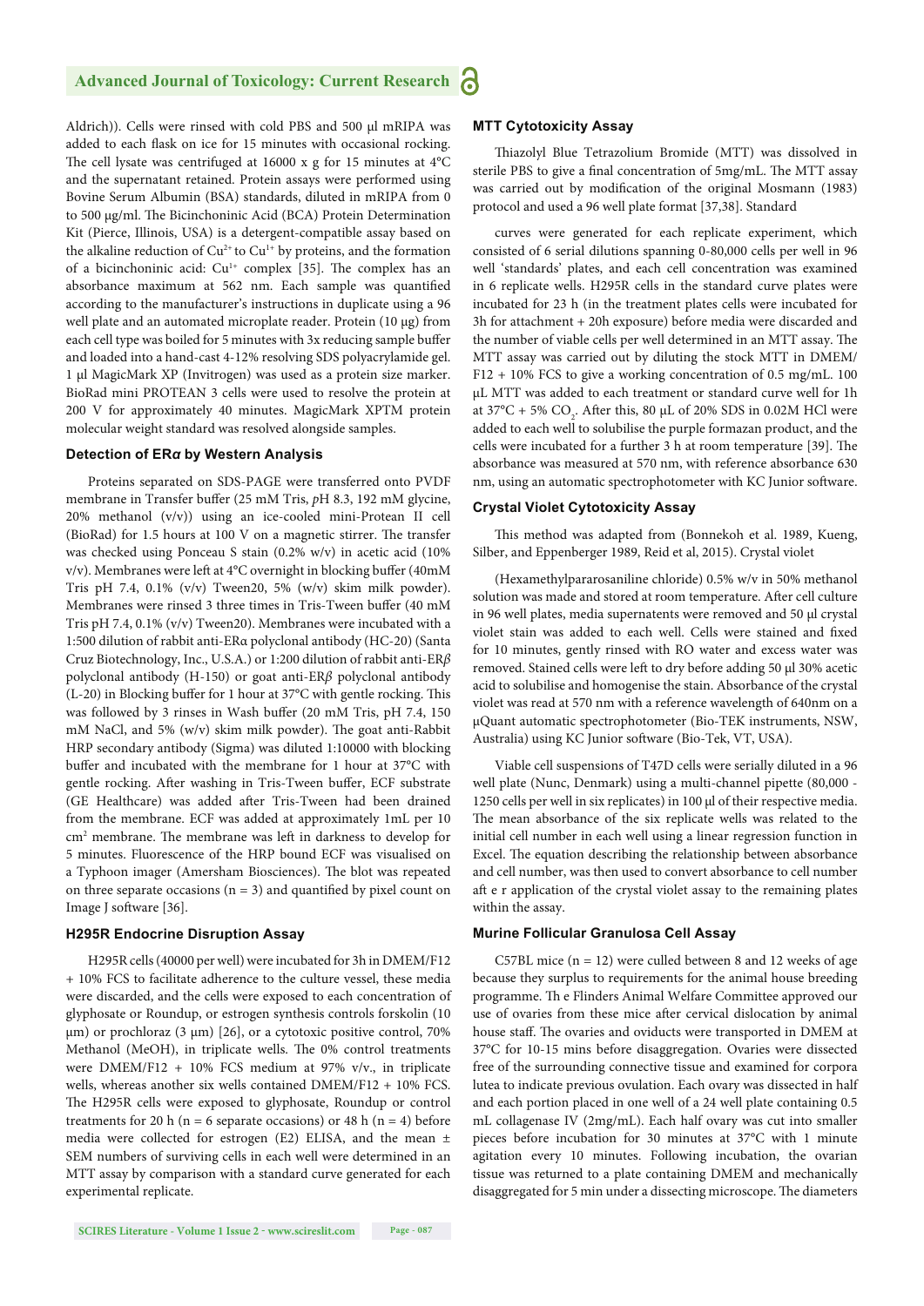Aldrich)). Cells were rinsed with cold PBS and 500 µl mRIPA was added to each flask on ice for 15 minutes with occasional rocking. The cell lysate was centrifuged at 16000 x g for 15 minutes at 4°C and the supernatant retained. Protein assays were performed using Bovine Serum Albumin (BSA) standards, diluted in mRIPA from 0 to 500 µg/ml. The Bicinchoninic Acid (BCA) Protein Determination Kit (Pierce, Illinois, USA) is a detergent-compatible assay based on the alkaline reduction of $Cu^{2+}$ to $Cu^{1+}$ by proteins, and the formation of a bicinchoninic acid: $Cu^{1+}$ complex [35]. The complex has an absorbance maximum at 562 nm. Each sample was quantified according to the manufacturer's instructions in duplicate using a 96 well plate and an automated microplate reader. Protein (10 µg) from each cell type was boiled for 5 minutes with 3x reducing sample buffer and loaded into a hand-cast 4-12% resolving SDS polyacrylamide gel. 1 µl MagicMark XP (Invitrogen) was used as a protein size marker. BioRad mini PROTEAN 3 cells were used to resolve the protein at 200 V for approximately 40 minutes. MagicMark XPTM protein molecular weight standard was resolved alongside samples.

### Detection of ER*α* by Western Analysis

Proteins separated on SDS-PAGE were transferred onto PVDF membrane in Transfer buffer (25 mM Tris, *p*H 8.3, 192 mM glycine, 20% methanol (v/v)) using an ice-cooled mini-Protean II cell (BioRad) for 1.5 hours at 100 V on a magnetic stirrer. The transfer was checked using Ponceau S stain (0.2% w/v) in acetic acid (10% v/v). Membranes were left at 4°C overnight in blocking buffer (40mM Tris pH 7.4, 0.1% (v/v) Tween20, 5% (w/v) skim milk powder). Membranes were rinsed 3 three times in Tris-Tween buffer (40 mM Tris pH 7.4, 0.1% (v/v) Tween20). Membranes were incubated with a 1:500 dilution of rabbit anti-ERα polyclonal antibody (HC-20) (Santa Cruz Biotechnology, Inc., U.S.A.) or 1:200 dilution of rabbit anti-ER*β* polyclonal antibody (H-150) or goat anti-ER*β* polyclonal antibody (L-20) in Blocking buffer for 1 hour at 37°C with gentle rocking. This was followed by 3 rinses in Wash buffer (20 mM Tris, pH 7.4, 150 mM NaCl, and 5% (w/v) skim milk powder). The goat anti-Rabbit HRP secondary antibody (Sigma) was diluted 1:10000 with blocking buffer and incubated with the membrane for 1 hour at 37°C with gentle rocking. After washing in Tris-Tween buffer, ECF substrate (GE Healthcare) was added after Tris-Tween had been drained from the membrane. ECF was added at approximately 1mL per 10 $cm^2$ membrane. The membrane was left in darkness to develop for 5 minutes. Fluorescence of the HRP bound ECF was visualised on a Typhoon imager (Amersham Biosciences). The blot was repeated on three separate occasions (n = 3) and quantified by pixel count on Image J software [36].

### H295R Endocrine Disruption Assay

H295R cells (40000 per well) were incubated for 3h in DMEM/F12 + 10% FCS to facilitate adherence to the culture vessel, these media were discarded, and the cells were exposed to each concentration of glyphosate or Roundup, or estrogen synthesis controls forskolin (10 µm) or prochloraz (3 µm) [26], or a cytotoxic positive control, 70% Methanol (MeOH), in triplicate wells. The 0% control treatments were DMEM/F12 + 10% FCS medium at 97% v/v., in triplicate wells, whereas another six wells contained DMEM/F12 + 10% FCS. The H295R cells were exposed to glyphosate, Roundup or control treatments for 20 h (n = 6 separate occasions) or 48 h (n = 4) before media were collected for estrogen (E2) ELISA, and the mean ± SEM numbers of surviving cells in each well were determined in an MTT assay by comparison with a standard curve generated for each experimental replicate.

### MTT Cytotoxicity Assay

Thiazolyl Blue Tetrazolium Bromide (MTT) was dissolved in sterile PBS to give a final concentration of 5mg/mL. The MTT assay was carried out by modification of the original Mosmann (1983) protocol and used a 96 well plate format [37,38]. Standard curves were generated for each replicate experiment, which consisted of 6 serial dilutions spanning 0-80,000 cells per well in 96 well 'standards' plates, and each cell concentration was examined in 6 replicate wells. H295R cells in the standard curve plates were incubated for 23 h (in the treatment plates cells were incubated for 3h for attachment + 20h exposure) before media were discarded and the number of viable cells per well determined in an MTT assay. The MTT assay was carried out by diluting the stock MTT in DMEM/F12 + 10% FCS to give a working concentration of 0.5 mg/mL. 100 µL MTT was added to each treatment or standard curve well for 1h at 37°C + 5% $CO_2$. After this, 80 µL of 20% SDS in 0.02M HCl were added to each well to solubilise the purple formazan product, and the cells were incubated for a further 3 h at room temperature [39]. The absorbance was measured at 570 nm, with reference absorbance 630 nm, using an automatic spectrophotometer with KC Junior software.

### Crystal Violet Cytotoxicity Assay

This method was adapted from (Bonnekoh et al. 1989, Kueng, Silber, and Eppenberger 1989, Reid et al, 2015). Crystal violet (Hexamethylpararosaniline chloride) 0.5% w/v in 50% methanol solution was made and stored at room temperature. After cell culture in 96 well plates, media supernatents were removed and 50 µl crystal violet stain was added to each well. Cells were stained and fixed for 10 minutes, gently rinsed with RO water and excess water was removed. Stained cells were left to dry before adding 50 µl 30% acetic acid to solubilise and homogenise the stain. Absorbance of the crystal violet was read at 570 nm with a reference wavelength of 640nm on a µQuant automatic spectrophotometer (Bio-TEK instruments, NSW, Australia) using KC Junior software (Bio-Tek, VT, USA).

Viable cell suspensions of T47D cells were serially diluted in a 96 well plate (Nunc, Denmark) using a multi-channel pipette (80,000 - 1250 cells per well in six replicates) in 100 µl of their respective media. The mean absorbance of the six replicate wells was related to the initial cell number in each well using a linear regression function in Excel. The equation describing the relationship between absorbance and cell number, was then used to convert absorbance to cell number after application of the crystal violet assay to the remaining plates within the assay.

### Murine Follicular Granulosa Cell Assay

C57BL mice (n = 12) were culled between 8 and 12 weeks of age because they surplus to requirements for the animal house breeding programme. The Flinders Animal Welfare Committee approved our use of ovaries from these mice after cervical dislocation by animal house staff. The ovaries and oviducts were transported in DMEM at 37°C for 10-15 mins before disaggregation. Ovaries were dissected free of the surrounding connective tissue and examined for corpora lutea to indicate previous ovulation. Each ovary was dissected in half and each portion placed in one well of a 24 well plate containing 0.5 mL collagenase IV (2mg/mL). Each half ovary was cut into smaller pieces before incubation for 30 minutes at 37°C with 1 minute agitation every 10 minutes. Following incubation, the ovarian tissue was returned to a plate containing DMEM and mechanically disaggregated for 5 min under a dissecting microscope. The diameters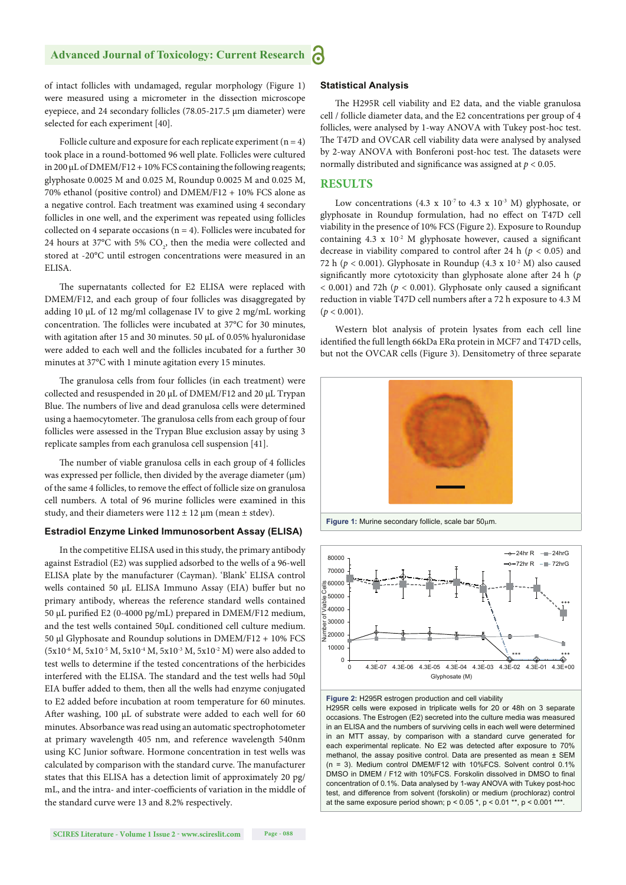of intact follicles with undamaged, regular morphology (Figure 1) were measured using a micrometer in the dissection microscope eyepiece, and 24 secondary follicles (78.05-217.5 µm diameter) were selected for each experiment [40].

Follicle culture and exposure for each replicate experiment (n = 4) took place in a round-bottomed 96 well plate. Follicles were cultured in 200 µL of DMEM/F12 + 10% FCS containing the following reagents; glyphosate 0.0025 M and 0.025 M, Roundup 0.0025 M and 0.025 M, 70% ethanol (positive control) and DMEM/F12 + 10% FCS alone as a negative control. Each treatment was examined using 4 secondary follicles in one well, and the experiment was repeated using follicles collected on 4 separate occasions (n = 4). Follicles were incubated for 24 hours at 37°C with 5% $CO_2$, then the media were collected and stored at -20°C until estrogen concentrations were measured in an ELISA.

The supernatants collected for E2 ELISA were replaced with DMEM/F12, and each group of four follicles was disaggregated by adding 10 µL of 12 mg/ml collagenase IV to give 2 mg/mL working concentration. The follicles were incubated at 37°C for 30 minutes, with agitation after 15 and 30 minutes. 50 µL of 0.05% hyaluronidase were added to each well and the follicles incubated for a further 30 minutes at 37°C with 1 minute agitation every 15 minutes.

The granulosa cells from four follicles (in each treatment) were collected and resuspended in 20 µL of DMEM/F12 and 20 µL Trypan Blue. The numbers of live and dead granulosa cells were determined using a haemocytometer. The granulosa cells from each group of four follicles were assessed in the Trypan Blue exclusion assay by using 3 replicate samples from each granulosa cell suspension [41].

The number of viable granulosa cells in each group of 4 follicles was expressed per follicle, then divided by the average diameter (µm) of the same 4 follicles, to remove the effect of follicle size on granulosa cell numbers. A total of 96 murine follicles were examined in this study, and their diameters were 112 ± 12 µm (mean ± stdev).

### Estradiol Enzyme Linked Immunosorbent Assay (ELISA)

In the competitive ELISA used in this study, the primary antibody against Estradiol (E2) was supplied adsorbed to the wells of a 96-well ELISA plate by the manufacturer (Cayman). 'Blank' ELISA control wells contained 50 µL ELISA Immuno Assay (EIA) buffer but no primary antibody, whereas the reference standard wells contained 50 µL purified E2 (0-4000 pg/mL) prepared in DMEM/F12 medium, and the test wells contained 50µL conditioned cell culture medium. 50 µl Glyphosate and Roundup solutions in DMEM/F12 + 10% FCS ($5x10^{-6}$ M, $5x10^{-5}$ M, $5x10^{-4}$ M, $5x10^{-3}$ M, $5x10^{-2}$ M) were also added to test wells to determine if the tested concentrations of the herbicides interfered with the ELISA. The standard and test wells had 50µl EIA buffer added to them, then all the wells had enzyme conjugated to E2 added before incubation at room temperature for 60 minutes. After washing, 100 µL of substrate were added to each well for 60 minutes. Absorbance was read using an automatic spectrophotometer at primary wavelength 405 nm, and reference wavelength 540nm using KC Junior software. Hormone concentration in test wells was calculated by comparison with the standard curve. The manufacturer states that this ELISA has a detection limit of approximately 20 pg/mL, and the intra- and inter-coefficients of variation in the middle of the standard curve were 13 and 8.2% respectively.

### Statistical Analysis

The H295R cell viability and E2 data, and the viable granulosa cell / follicle diameter data, and the E2 concentrations per group of 4 follicles, were analysed by 1-way ANOVA with Tukey post-hoc test. The T47D and OVCAR cell viability data were analysed by analysed by 2-way ANOVA with Bonferoni post-hoc test. The datasets were normally distributed and significance was assigned at $p < 0.05$.

## RESULTS

Low concentrations ($4.3 \times 10^{-7}$ to $4.3 \times 10^{-3}$ M) glyphosate, or glyphosate in Roundup formulation, had no effect on T47D cell viability in the presence of 10% FCS (Figure 2). Exposure to Roundup containing $4.3 \times 10^{-2}$ M glyphosate however, caused a significant decrease in viability compared to control after 24 h ($p < 0.05$) and 72 h ($p < 0.001$). Glyphosate in Roundup ($4.3 \times 10^{-2}$ M) also caused significantly more cytotoxicity than glyphosate alone after 24 h ($p < 0.001$) and 72h ($p < 0.001$). Glyphosate only caused a significant reduction in viable T47D cell numbers after a 72 h exposure to 4.3 M ($p < 0.001$).

Western blot analysis of protein lysates from each cell line identified the full length 66kDa ERα protein in MCF7 and T47D cells, but not the OVCAR cells (Figure 3). Densitometry of three separate

**Figure 1:** Murine secondary follicle, scale bar 50µm.

**Figure 2:** H295R estrogen production and cell viability
H295R cells were exposed in triplicate wells for 20 or 48h on 3 separate occasions. The Estrogen (E2) secreted into the culture media was measured in an ELISA and the numbers of surviving cells in each well were determined in an MTT assay, by comparison with a standard curve generated for each experimental replicate. No E2 was detected after exposure to 70% methanol, the assay positive control. Data are presented as mean ± SEM (n = 3). Medium control DMEM/F12 with 10%FCS. Solvent control 0.1% DMSO in DMEM / F12 with 10%FCS. Forskolin dissolved in DMSO to final concentration of 0.1%. Data analysed by 1-way ANOVA with Tukey post-hoc test, and difference from solvent (forskolin) or medium (prochloraz) control at the same exposure period shown; p < 0.05 *, p < 0.01 **, p < 0.001 ***.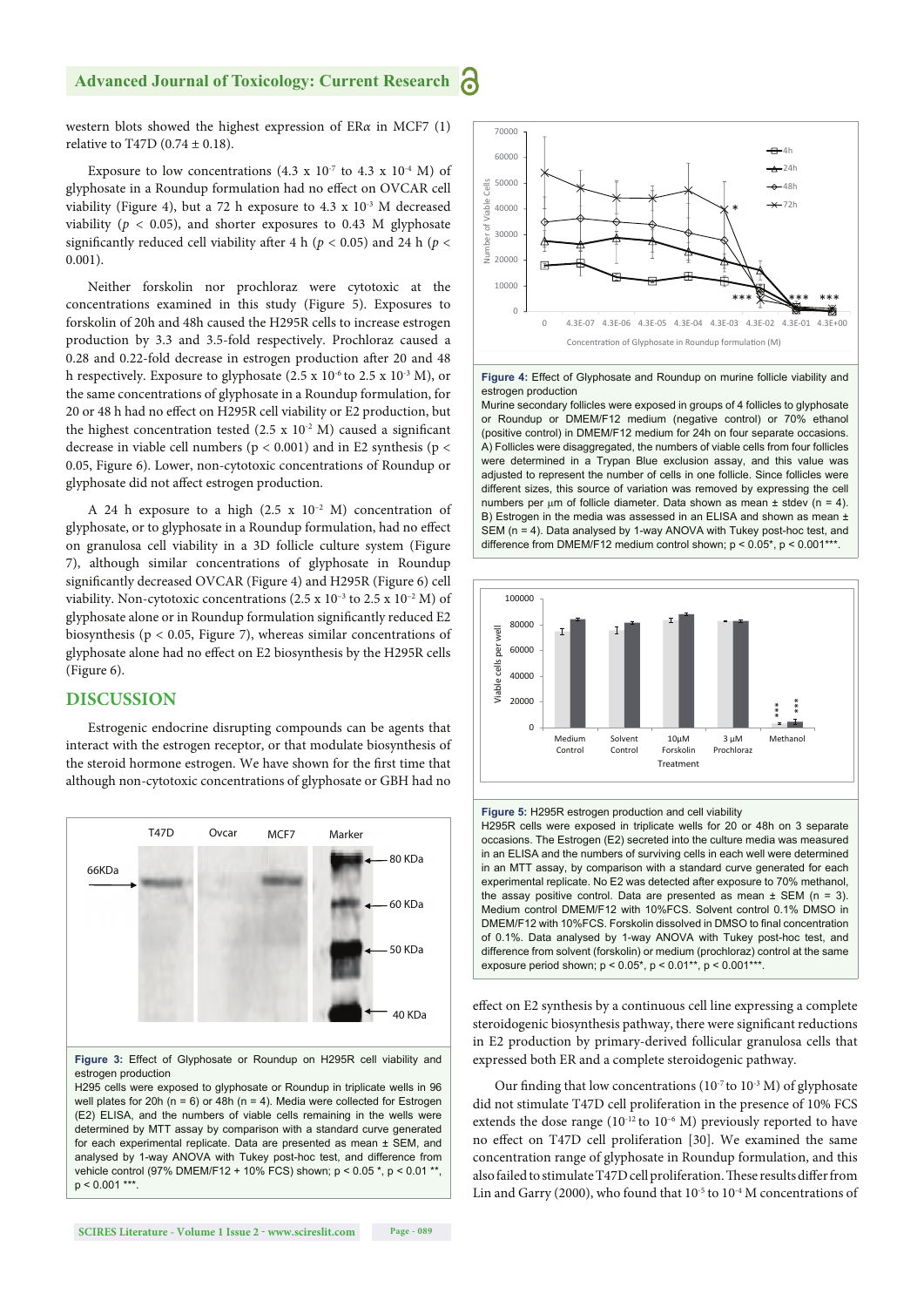western blots showed the highest expression of ERα in MCF7 (1) relative to T47D (0.74 ± 0.18).

Exposure to low concentrations (4.3 x $10^{-7}$ to 4.3 x $10^{-4}$ M) of glyphosate in a Roundup formulation had no effect on OVCAR cell viability (Figure 4), but a 72 h exposure to 4.3 x $10^{-3}$ M decreased viability ($p < 0.05$), and shorter exposures to 0.43 M glyphosate significantly reduced cell viability after 4 h ($p < 0.05$) and 24 h ($p < 0.001$).

Neither forskolin nor prochloraz were cytotoxic at the concentrations examined in this study (Figure 5). Exposures to forskolin of 20h and 48h caused the H295R cells to increase estrogen production by 3.3 and 3.5-fold respectively. Prochloraz caused a 0.28 and 0.22-fold decrease in estrogen production after 20 and 48 h respectively. Exposure to glyphosate (2.5 x $10^{-6}$ to 2.5 x $10^{-3}$ M), or the same concentrations of glyphosate in a Roundup formulation, for 20 or 48 h had no effect on H295R cell viability or E2 production, but the highest concentration tested (2.5 x $10^{-2}$ M) caused a significant decrease in viable cell numbers ($p < 0.001$) and in E2 synthesis ($p < 0.05$, Figure 6). Lower, non-cytotoxic concentrations of Roundup or glyphosate did not affect estrogen production.

A 24 h exposure to a high (2.5 x $10^{-2}$ M) concentration of glyphosate, or to glyphosate in a Roundup formulation, had no effect on granulosa cell viability in a 3D follicle culture system (Figure 7), although similar concentrations of glyphosate in Roundup significantly decreased OVCAR (Figure 4) and H295R (Figure 6) cell viability. Non-cytotoxic concentrations (2.5 x $10^{-3}$ to 2.5 x $10^{-2}$ M) of glyphosate alone or in Roundup formulation significantly reduced E2 biosynthesis ($p < 0.05$, Figure 7), whereas similar concentrations of glyphosate alone had no effect on E2 biosynthesis by the H295R cells (Figure 6).

## DISCUSSION

Estrogenic endocrine disrupting compounds can be agents that interact with the estrogen receptor, or that modulate biosynthesis of the steroid hormone estrogen. We have shown for the first time that although non-cytotoxic concentrations of glyphosate or GBH had no effect on E2 synthesis by a continuous cell line expressing a complete steroidogenic biosynthesis pathway, there were significant reductions in E2 production by primary-derived follicular granulosa cells that expressed both ER and a complete steroidogenic pathway.

Our finding that low concentrations ($10^{-7}$ to $10^{-3}$ M) of glyphosate did not stimulate T47D cell proliferation in the presence of 10% FCS extends the dose range ($10^{-12}$ to $10^{-6}$ M) previously reported to have no effect on T47D cell proliferation [30]. We examined the same concentration range of glyphosate in Roundup formulation, and this also failed to stimulate T47D cell proliferation. These results differ from Lin and Garry (2000), who found that $10^{-5}$ to $10^{-4}$ M concentrations of

**Figure 3:** Effect of Glyphosate or Roundup on H295R cell viability and estrogen production
H295 cells were exposed to glyphosate or Roundup in triplicate wells in 96 well plates for 20h (n = 6) or 48h (n = 4). Media were collected for Estrogen (E2) ELISA, and the numbers of viable cells remaining in the wells were determined by MTT assay by comparison with a standard curve generated for each experimental replicate. Data are presented as mean ± SEM, and analysed by 1-way ANOVA with Tukey post-hoc test, and difference from vehicle control (97% DMEM/F12 + 10% FCS) shown; p < 0.05 *, p < 0.01 **, p < 0.001 ***.

**Figure 4:** Effect of Glyphosate and Roundup on murine follicle viability and estrogen production
Murine secondary follicles were exposed in groups of 4 follicles to glyphosate or Roundup or DMEM/F12 medium (negative control) or 70% ethanol (positive control) in DMEM/F12 medium for 24h on four separate occasions. A) Follicles were disaggregated, the numbers of viable cells from four follicles were determined in a Trypan Blue exclusion assay, and this value was adjusted to represent the number of cells in one follicle. Since follicles were different sizes, this source of variation was removed by expressing the cell numbers per µm of follicle diameter. Data shown as mean ± stdev (n = 4). B) Estrogen in the media was assessed in an ELISA and shown as mean ± SEM (n = 4). Data analysed by 1-way ANOVA with Tukey post-hoc test, and difference from DMEM/F12 medium control shown; p < 0.05*, p < 0.001***.

**Figure 5:** H295R estrogen production and cell viability
H295R cells were exposed in triplicate wells for 20 or 48h on 3 separate occasions. The Estrogen (E2) secreted into the culture media was measured in an ELISA and the numbers of surviving cells in each well were determined in an MTT assay, by comparison with a standard curve generated for each experimental replicate. No E2 was detected after exposure to 70% methanol, the assay positive control. Data are presented as mean ± SEM (n = 3). Medium control DMEM/F12 with 10%FCS. Solvent control 0.1% DMSO in DMEM/F12 with 10%FCS. Forskolin dissolved in DMSO to final concentration of 0.1%. Data analysed by 1-way ANOVA with Tukey post-hoc test, and difference from solvent (forskolin) or medium (prochloraz) control at the same exposure period shown; p < 0.05*, p < 0.01**, p < 0.001***.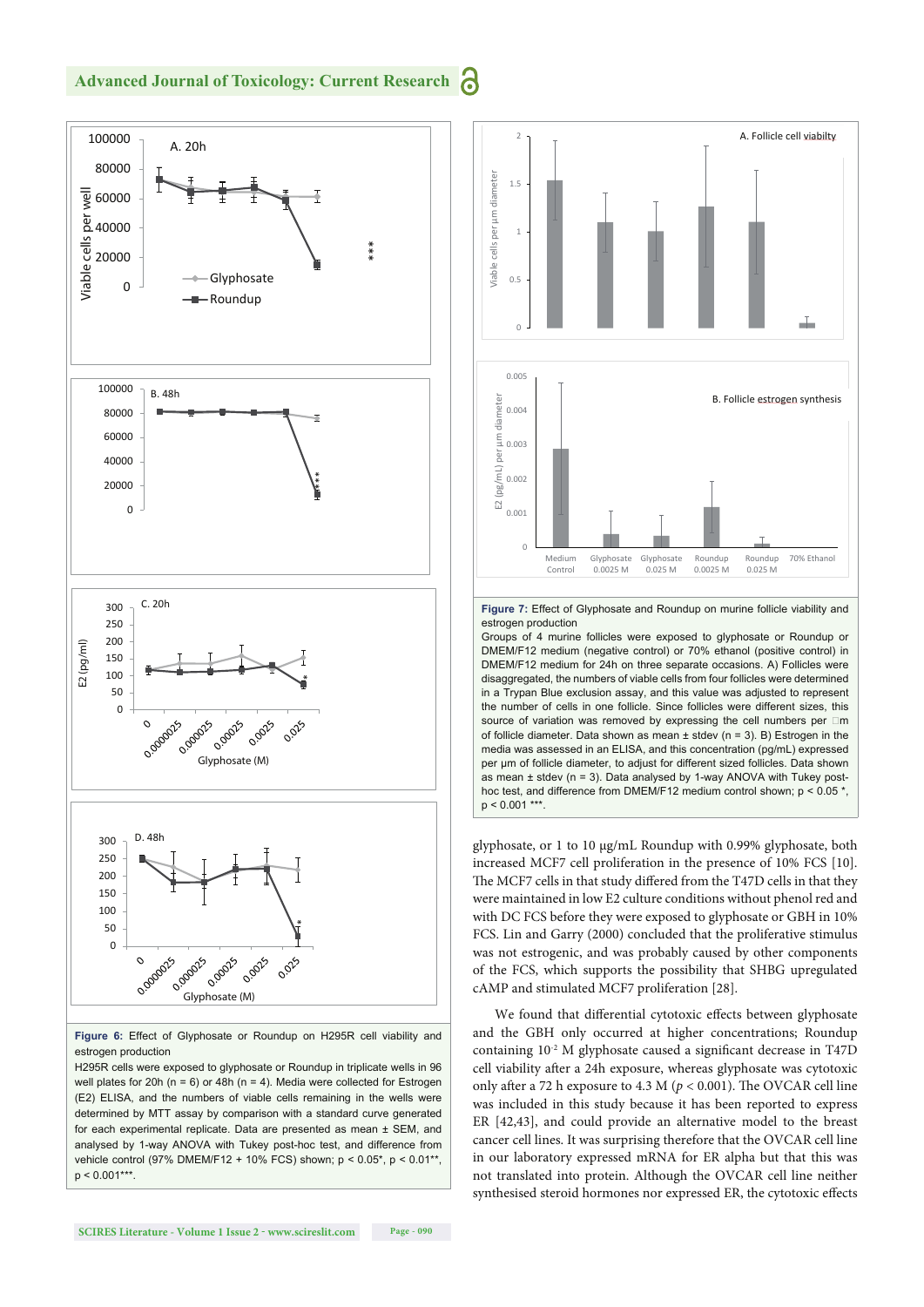Figure 6: Effect of Glyphosate or Roundup on H295R cell viability and estrogen production

H295R cells were exposed to glyphosate or Roundup in triplicate wells in 96 well plates for 20h (n = 6) or 48h (n = 4). Media were collected for Estrogen (E2) ELISA, and the numbers of viable cells remaining in the wells were determined by MTT assay by comparison with a standard curve generated for each experimental replicate. Data are presented as mean ± SEM, and analysed by 1-way ANOVA with Tukey post-hoc test, and difference from vehicle control (97% DMEM/F12 + 10% FCS) shown; p < 0.05*, p < 0.01**, p < 0.001***.

Figure 7: Effect of Glyphosate and Roundup on murine follicle viability and estrogen production

Groups of 4 murine follicles were exposed to glyphosate or Roundup or DMEM/F12 medium (negative control) or 70% ethanol (positive control) in DMEM/F12 medium for 24h on three separate occasions. A) Follicles were disaggregated, the numbers of viable cells from four follicles were determined in a Trypan Blue exclusion assay, and this value was adjusted to represent the number of cells in one follicle. Since follicles were different sizes, this source of variation was removed by expressing the cell numbers per µm of follicle diameter. Data shown as mean ± stdev (n = 3). B) Estrogen in the media was assessed in an ELISA, and this concentration (pg/mL) expressed per µm of follicle diameter, to adjust for different sized follicles. Data shown as mean ± stdev (n = 3). Data analysed by 1-way ANOVA with Tukey post-hoc test, and difference from DMEM/F12 medium control shown; p < 0.05 *, p < 0.001 ***.

glyphosate, or 1 to 10 µg/mL Roundup with 0.99% glyphosate, both increased MCF7 cell proliferation in the presence of 10% FCS [10]. The MCF7 cells in this study differed from the T47D cells in that they were maintained in low E2 culture conditions without phenol red and with DC FCS before they were exposed to glyphosate or GBH in 10% FCS. Lin and Garry (2000) concluded that the proliferative stimulus was not estrogenic, and was probably caused by other components of the FCS, which supports the possibility that SHBG upregulated cAMP and stimulated MCF7 proliferation [28].

We found that differential cytotoxic effects between glyphosate and the GBH only occurred at higher concentrations; Roundup containing $10^{-2}$ M glyphosate caused a significant decrease in T47D cell viability after a 24h exposure, whereas glyphosate was cytotoxic only after a 72 h exposure to 4.3 M ($p < 0.001$). The OVCAR cell line was included in this study because it has been reported to express ER [42,43], and could provide an alternative model to the breast cancer cell lines. It was surprising therefore that the OVCAR cell line in our laboratory expressed mRNA for ER alpha but that this was not translated into protein. Although the OVCAR cell line neither synthesised steroid hormones nor expressed ER, the cytotoxic effects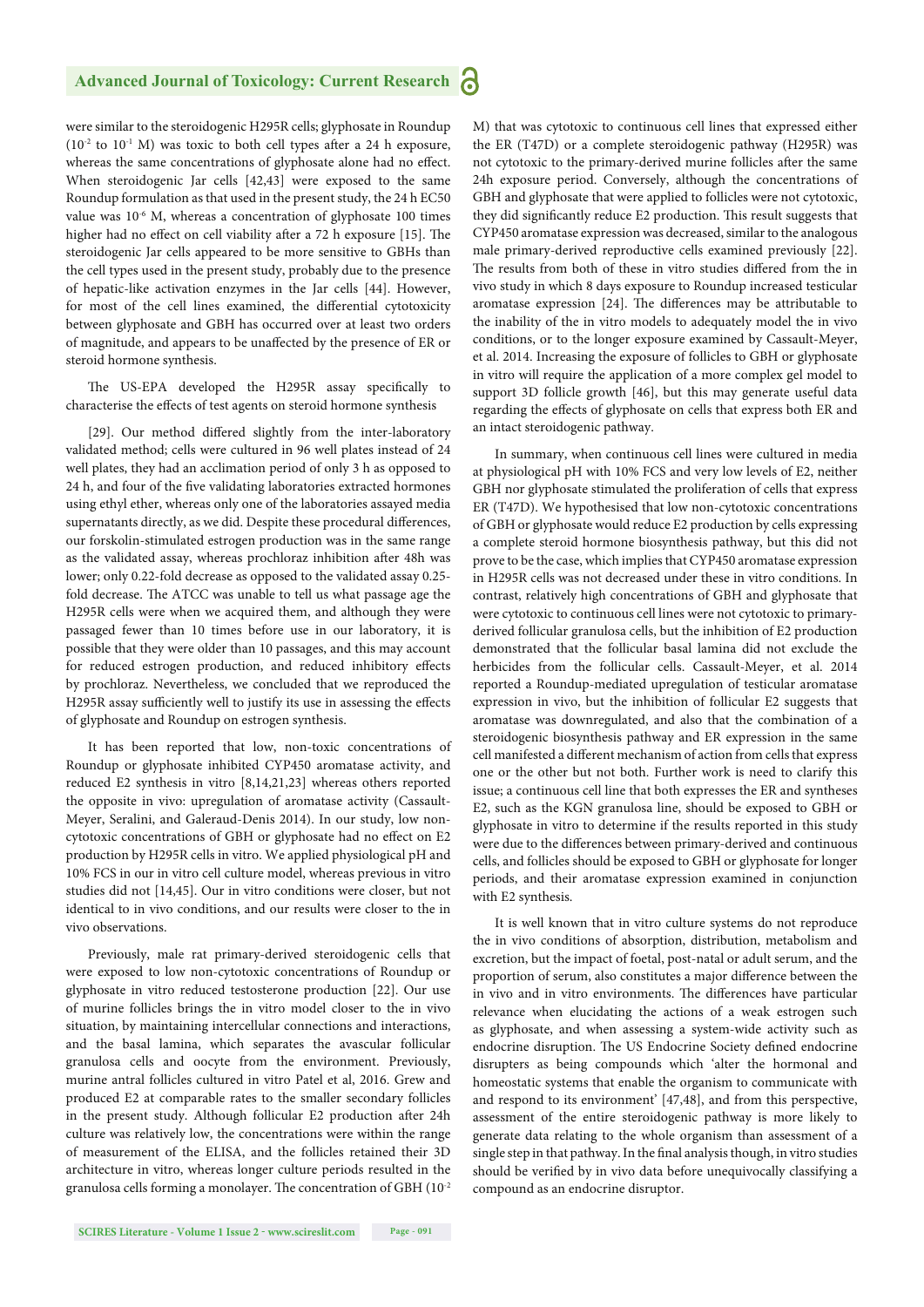were similar to the steroidogenic H295R cells; glyphosate in Roundup ($10^{-2}$ to $10^{-1}$ M) was toxic to both cell types after a 24 h exposure, whereas the same concentrations of glyphosate alone had no effect. When steroidogenic Jar cells [42,43] were exposed to the same Roundup formulation as that used in the present study, the 24 h EC50 value was $10^{-6}$ M, whereas a concentration of glyphosate 100 times higher had no effect on cell viability after a 72 h exposure [15]. The steroidogenic Jar cells appeared to be more sensitive to GBHs than the cell types used in the present study, probably due to the presence of hepatic-like activation enzymes in the Jar cells [44]. However, for most of the cell lines examined, the differential cytotoxicity between glyphosate and GBH has occurred over at least two orders of magnitude, and appears to be unaffected by the presence of ER or steroid hormone synthesis.

The US-EPA developed the H295R assay specifically to characterise the effects of test agents on steroid hormone synthesis

[29]. Our method differed slightly from the inter-laboratory validated method; cells were cultured in 96 well plates instead of 24 well plates, they had an acclimation period of only 3 h as opposed to 24 h, and four of the five validating laboratories extracted hormones using ethyl ether, whereas only one of the laboratories assayed media supernatants directly, as we did. Despite these procedural differences, our forskolin-stimulated estrogen production was in the same range as the validated assay, whereas prochloraz inhibition after 48h was lower; only 0.22-fold decrease as opposed to the validated assay 0.25-fold decrease. The ATCC was unable to tell us what passage age the H295R cells were when we acquired them, and although they were passaged fewer than 10 times before use in our laboratory, it is possible that they were older than 10 passages, and this may account for reduced estrogen production, and reduced inhibitory effects by prochloraz. Nevertheless, we concluded that we reproduced the H295R assay sufficiently well to justify its use in assessing the effects of glyphosate and Roundup on estrogen synthesis.

It has been reported that low, non-toxic concentrations of Roundup or glyphosate inhibited CYP450 aromatase activity, and reduced E2 synthesis in vitro [8,14,21,23] whereas others reported the opposite in vivo: upregulation of aromatase activity (Cassault-Meyer, Seralini, and Galeraud-Denis 2014). In our study, low non-cytotoxic concentrations of GBH or glyphosate had no effect on E2 production by H295R cells in vitro. We applied physiological pH and 10% FCS in our in vitro cell culture model, whereas previous in vitro studies did not [14,45]. Our in vitro conditions were closer, but not identical to in vivo conditions, and our results were closer to the in vivo observations.

Previously, male rat primary-derived steroidogenic cells that were exposed to low non-cytotoxic concentrations of Roundup or glyphosate in vitro reduced testosterone production [22]. Our use of murine follicles brings the in vitro model closer to the in vivo situation, by maintaining intercellular connections and interactions, and the basal lamina, which separates the avascular follicular granulosa cells and oocyte from the environment. Previously, murine antral follicles cultured in vitro Patel et al, 2016. Grew and produced E2 at comparable rates to the smaller secondary follicles in the present study. Although follicular E2 production after 24h culture was relatively low, the concentrations were within the range of measurement of the ELISA, and the follicles retained their 3D architecture in vitro, whereas longer culture periods resulted in the granulosa cells forming a monolayer. The concentration of GBH ($10^{-2}$ M) that was cytotoxic to continuous cell lines that expressed either the ER (T47D) or a complete steroidogenic pathway (H295R) was not cytotoxic to the primary-derived murine follicles after the same 24h exposure period. Conversely, although the concentrations of GBH and glyphosate that were applied to follicles were not cytotoxic, they did significantly reduce E2 production. This result suggests that CYP450 aromatase expression was decreased, similar to the analogous male primary-derived reproductive cells examined previously [22]. The results from both of these in vitro studies differed from the in vivo study in which 8 days exposure to Roundup increased testicular aromatase expression [24]. The differences may be attributable to the inability of the in vitro models to adequately model the in vivo conditions, or to the longer exposure examined by Cassault-Meyer, et al. 2014. Increasing the exposure of follicles to GBH or glyphosate in vitro will require the application of a more complex gel model to support 3D follicle growth [46], but this may generate useful data regarding the effects of glyphosate on cells that express both ER and an intact steroidogenic pathway.

In summary, when continuous cell lines were cultured in media at physiological pH with 10% FCS and very low levels of E2, neither GBH nor glyphosate stimulated the proliferation of cells that express ER (T47D). We hypothesised that low non-cytotoxic concentrations of GBH or glyphosate would reduce E2 production by cells expressing a complete steroid hormone biosynthesis pathway, but this did not prove to be the case, which implies that CYP450 aromatase expression in H295R cells was not decreased under these in vitro conditions. In contrast, relatively high concentrations of GBH and glyphosate that were cytotoxic to continuous cell lines were not cytotoxic to primary-derived follicular granulosa cells, but the inhibition of E2 production demonstrated that the follicular basal lamina did not exclude the herbicides from the follicular cells. Cassault-Meyer, et al. 2014 reported a Roundup-mediated upregulation of testicular aromatase expression in vivo, but the inhibition of follicular E2 suggests that aromatase was downregulated, and also that the combination of a steroidogenic biosynthesis pathway and ER expression in the same cell manifested a different mechanism of action from cells that express one or the other but not both. Further work is need to clarify this issue; a continuous cell line that both expresses the ER and syntheses E2, such as the KGN granulosa line, should be exposed to GBH or glyphosate in vitro to determine if the results reported in this study were due to the differences between primary-derived and continuous cells, and follicles should be exposed to GBH or glyphosate for longer periods, and their aromatase expression examined in conjunction with E2 synthesis.

It is well known that in vitro culture systems do not reproduce the in vivo conditions of absorption, distribution, metabolism and excretion, but the impact of foetal, post-natal or adult serum, and the proportion of serum, also constitutes a major difference between the in vivo and in vitro environments. The differences have particular relevance when elucidating the actions of a weak estrogen such as glyphosate, and when assessing a system-wide activity such as endocrine disruption. The US Endocrine Society defined endocrine disrupters as being compounds which 'alter the hormonal and homeostatic systems that enable the organism to communicate with and respond to its environment' [47,48], and from this perspective, assessment of the entire steroidogenic pathway is more likely to generate data relating to the whole organism than assessment of a single step in that pathway. In the final analysis though, in vitro studies should be verified by in vivo data before unequivocally classifying a compound as an endocrine disruptor.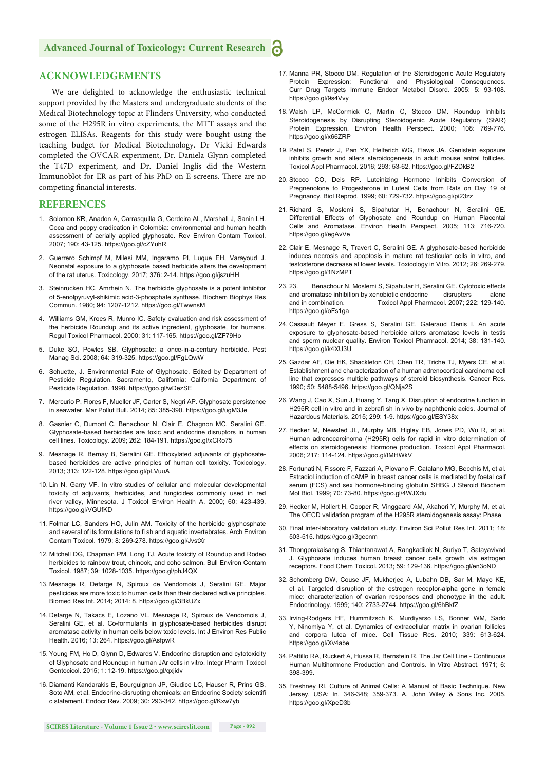## ACKNOWLEDGEMENTS

We are delighted to acknowledge the enthusiastic technical support provided by the Masters and undergraduate students of the Medical Biotechnology topic at Flinders University, who conducted some of the H295R in vitro experiments, the MTT assays and the estrogen ELISAs. Reagents for this study were bought using the teaching budget for Medical Biotechnology. Dr Vicki Edwards completed the OVCAR experiment, Dr. Daniela Glynn completed the T47D experiment, and Dr. Daniel Inglis did the Western Immunoblot for ER as part of his PhD on E-screens. There are no competing financial interests.

## REFERENCES

1. Solomon KR, Anadon A, Carrasquilla G, Cerdeira AL, Marshall J, Sanin LH. Coca and poppy eradication in Colombia: environmental and human health assessment of aerially applied glyphosate. Rev Environ Contam Toxicol. 2007; 190: 43-125. https://goo.gl/cZYuhR
2. Guerrero Schimpf M, Milesi MM, Ingaramo PI, Luque EH, Varayoud J. Neonatal exposure to a glyphosate based herbicide alters the development of the rat uterus. Toxicology. 2017; 376: 2-14. https://goo.gl/jszuHH
3. Steinrucken HC, Amrhein N. The herbicide glyphosate is a potent inhibitor of 5-enolpyruvyl-shikimic acid-3-phosphate synthase. Biochem Biophys Res Commun. 1980; 94: 1207-1212. https://goo.gl/TwwnsM
4. Williams GM, Kroes R, Munro IC. Safety evaluation and risk assessment of the herbicide Roundup and its active ingredient, glyphosate, for humans. Regul Toxicol Pharmacol. 2000; 31: 117-165. https://goo.gl/ZF79Ho
5. Duke SO, Powles SB. Glyphosate: a once-in-a-century herbicide. Pest Manag Sci. 2008; 64: 319-325. https://goo.gl/FgLQwW
6. Schuette, J. Environmental Fate of Glyphosate. Edited by Department of Pesticide Regulation. Sacramento, California: California Department of Pesticide Regulation. 1998. https://goo.gl/wDezSE
7. Mercurio P, Flores F, Mueller JF, Carter S, Negri AP. Glyphosate persistence in seawater. Mar Pollut Bull. 2014; 85: 385-390. https://goo.gl/ugM3Je
8. Gasnier C, Dumont C, Benachour N, Clair E, Chagnon MC, Seralini GE. Glyphosate-based herbicides are toxic and endocrine disruptors in human cell lines. Toxicology. 2009; 262: 184-191. https://goo.gl/xCRo75
9. Mesnage R, Bernay B, Seralini GE. Ethoxylated adjuvants of glyphosate-based herbicides are active principles of human cell toxicity. Toxicology. 2013; 313: 122-128. https://goo.gl/pLVuuA
10. Lin N, Garry VF. In vitro studies of cellular and molecular developmental toxicity of adjuvants, herbicides, and fungicides commonly used in red river valley, Minnesota. J Toxicol Environ Health A. 2000; 60: 423-439. https://goo.gl/VGUfKD
11. Folmar LC, Sanders HO, Julin AM. Toxicity of the herbicide glyphosphate and several of its formulations to fi sh and aquatic invertebrates. Arch Environ Contam Toxicol. 1979; 8: 269-278. https://goo.gl/JvstXr
12. Mitchell DG, Chapman PM, Long TJ. Acute toxicity of Roundup and Rodeo herbicides to rainbow trout, chinook, and coho salmon. Bull Environ Contam Toxicol. 1987; 39: 1028-1035. https://goo.gl/phJ4QX
13. Mesnage R, Defarge N, Spiroux de Vendomois J, Seralini GE. Major pesticides are more toxic to human cells than their declared active principles. Biomed Res Int. 2014; 2014: 8. https://goo.gl/3BkUZx
14. Defarge N, Takacs E, Lozano VL, Mesnage R, Spiroux de Vendomois J, Seralini GE, et al. Co-formulants in glyphosate-based herbicides disrupt aromatase activity in human cells below toxic levels. Int J Environ Res Public Health. 2016; 13: 264. https://goo.gl/AsfpwR
15. Young FM, Ho D, Glynn D, Edwards V. Endocrine disruption and cytotoxicity of Glyphosate and Roundup in human JAr cells in vitro. Integr Pharm Toxicol Gentocicol. 2015; 1: 12-19. https://goo.gl/qxjidv
16. Diamanti Kandarakis E, Bourguignon JP, Giudice LC, Hauser R, Prins GS, Soto AM, et al. Endocrine-disrupting chemicals: an Endocrine Society scientifi c statement. Endocr Rev. 2009; 30: 293-342. https://goo.gl/Kxw7yb
17. Manna PR, Stocco DM. Regulation of the Steroidogenic Acute Regulatory Protein Expression: Functional and Physiological Consequences. Curr Drug Targets Immune Endocr Metabol Disord. 2005; 5: 93-108. https://goo.gl/9s4Vvy
18. Walsh LP, McCormick C, Martin C, Stocco DM. Roundup Inhibits Steroidogenesis by Disrupting Steroidogenic Acute Regulatory (StAR) Protein Expression. Environ Health Perspect. 2000; 108: 769-776. https://goo.gl/x66ZRP
19. Patel S, Peretz J, Pan YX, Helferich WG, Flaws JA. Genistein exposure inhibits growth and alters steroidogenesis in adult mouse antral follicles. Toxicol Appl Pharmacol. 2016; 293: 53-62. https://goo.gl/FZDkB2
20. Stocco CO, Deis RP. Luteinizing Hormone Inhibits Conversion of Pregnenolone to Progesterone in Luteal Cells from Rats on Day 19 of Pregnancy. Biol Reprod. 1999; 60: 729-732. https://goo.gl/pi23zz
21. Richard S, Moslemi S, Sipahutar H, Benachour N, Seralini GE. Differential Effects of Glyphosate and Roundup on Human Placental Cells and Aromatase. Environ Health Perspect. 2005; 113: 716-720. https://goo.gl/egAvVe
22. Clair E, Mesnage R, Travert C, Seralini GE. A glyphosate-based herbicide induces necrosis and apoptosis in mature rat testicular cells in vitro, and testosterone decrease at lower levels. Toxicology in Vitro. 2012; 26: 269-279. https://goo.gl/1NzMPT
23. 23. Benachour N, Moslemi S, Sipahutar H, Seralini GE. Cytotoxic effects and aromatase inhibition by xenobiotic endocrine disrupters alone and in combination. Toxicol Appl Pharmacol. 2007; 222: 129-140. https://goo.gl/oFs1ga
24. Cassault Meyer E, Gress S, Seralini GE, Galeraud Denis I. An acute exposure to glyphosate-based herbicide alters aromatase levels in testis and sperm nuclear quality. Environ Toxicol Pharmacol. 2014; 38: 131-140. https://goo.gl/k4XU3U
25. Gazdar AF, Oie HK, Shackleton CH, Chen TR, Triche TJ, Myers CE, et al. Establishment and characterization of a human adrenocortical carcinoma cell line that expresses multiple pathways of steroid biosynthesis. Cancer Res. 1990; 50: 5488-5496. https://goo.gl/QNja2S
26. Wang J, Cao X, Sun J, Huang Y, Tang X. Disruption of endocrine function in H295R cell in vitro and in zebrafi sh in vivo by naphthenic acids. Journal of Hazardous Materials. 2015; 299: 1-9. https://goo.gl/ESY38x
27. Hecker M, Newsted JL, Murphy MB, Higley EB, Jones PD, Wu R, at al. Human adrenocarcinoma (H295R) cells for rapid in vitro determination of effects on steroidogenesis: Hormone production. Toxicol Appl Pharmacol. 2006; 217: 114-124. https://goo.gl/tMHWkV
28. Fortunati N, Fissore F, Fazzari A, Piovano F, Catalano MG, Becchis M, et al. Estradiol induction of cAMP in breast cancer cells is mediated by foetal calf serum (FCS) and sex hormone-binding globulin SHBG J Steroid Biochem Mol Biol. 1999; 70: 73-80. https://goo.gl/4WJXdu
29. Hecker M, Hollert H, Cooper R, Vinggaard AM, Akahori Y, Murphy M, et al. The OECD validation program of the H295R steroidogenesis assay: Phase
30. Final inter-laboratory validation study. Environ Sci Pollut Res Int. 2011; 18: 503-515. https://goo.gl/3gecnm
31. Thongprakaisang S, Thiantanawat A, Rangkadilok N, Suriyo T, Satayavivad J. Glyphosate induces human breast cancer cells growth via estrogen receptors. Food Chem Toxicol. 2013; 59: 129-136. https://goo.gl/en3oND
32. Schomberg DW, Couse JF, Mukherjee A, Lubahn DB, Sar M, Mayo KE, et al. Targeted disruption of the estrogen receptor-alpha gene in female mice: characterization of ovarian responses and phenotype in the adult. Endocrinology. 1999; 140: 2733-2744. https://goo.gl/6hBkfZ
33. Irving-Rodgers HF, Hummitzsch K, Murdiyarso LS, Bonner WM, Sado Y, Ninomiya Y, et al. Dynamics of extracellular matrix in ovarian follicles and corpora lutea of mice. Cell Tissue Res. 2010; 339: 613-624. https://goo.gl/Xv4abe
34. Pattillo RA, Ruckert A, Hussa R, Bernstein R. The Jar Cell Line - Continuous Human Multihormone Production and Controls. In Vitro Abstract. 1971; 6: 398-399.
35. Freshney RI. Culture of Animal Cells: A Manual of Basic Technique. New Jersey, USA: In, 346-348; 359-373. A. John Wiley & Sons Inc. 2005. https://goo.gl/XpeD3b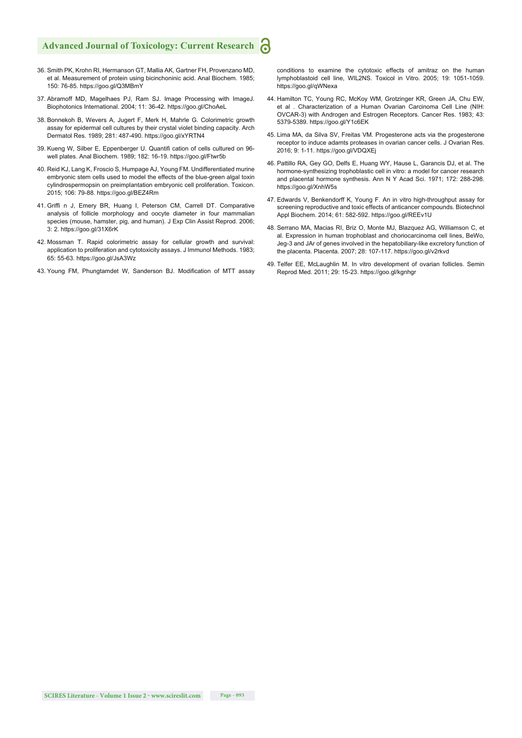36. Smith PK, Krohn RI, Hermanson GT, Mallia AK, Gartner FH, Provenzano MD, et al. Measurement of protein using bicinchoninic acid. Anal Biochem. 1985; 150: 76-85. https://goo.gl/Q3MBmY

37. Abramoff MD, Magelhaes PJ, Ram SJ. Image Processing with ImageJ. Biophotonics International. 2004; 11: 36-42. https://goo.gl/ChoAeL

38. Bonnekoh B, Wevers A, Jugert F, Merk H, Mahrle G. Colorimetric growth assay for epidermal cell cultures by their crystal violet binding capacity. Arch Dermatol Res. 1989; 281: 487-490. https://goo.gl/xYRTN4

39. Kueng W, Silber E, Eppenberger U. Quantifi cation of cells cultured on 96-well plates. Anal Biochem. 1989; 182: 16-19. https://goo.gl/Ftwr5b

40. Reid KJ, Lang K, Froscio S, Humpage AJ, Young FM. Undifferentiated murine embryonic stem cells used to model the effects of the blue-green algal toxin cylindrospermopsin on preimplantation embryonic cell proliferation. Toxicon. 2015; 106: 79-88. https://goo.gl/BEZ4Rm

41. Griffi n J, Emery BR, Huang I, Peterson CM, Carrell DT. Comparative analysis of follicle morphology and oocyte diameter in four mammalian species (mouse, hamster, pig, and human). J Exp Clin Assist Reprod. 2006; 3: 2. https://goo.gl/31X6rK

42. Mossman T. Rapid colorimetric assay for cellular growth and survival: application to proliferation and cytotoxicity assays. J Immunol Methods. 1983; 65: 55-63. https://goo.gl/JsA3Wz

43. Young FM, Phungtamdet W, Sanderson BJ. Modification of MTT assay conditions to examine the cytotoxic effects of amitraz on the human lymphoblastoid cell line, WIL2NS. Toxicol in Vitro. 2005; 19: 1051-1059. https://goo.gl/qWNexa

44. Hamilton TC, Young RC, McKoy WM, Grotzinger KR, Green JA, Chu EW, et al . Characterization of a Human Ovarian Carcinoma Cell Line (NIH: OVCAR-3) with Androgen and Estrogen Receptors. Cancer Res. 1983; 43: 5379-5389. https://goo.gl/Y1c6EK

45. Lima MA, da Silva SV, Freitas VM. Progesterone acts via the progesterone receptor to induce adamts proteases in ovarian cancer cells. J Ovarian Res. 2016; 9: 1-11. https://goo.gl/VDQXEj

46. Pattillo RA, Gey GO, Delfs E, Huang WY, Hause L, Garancis DJ, et al. The hormone-synthesizing trophoblastic cell in vitro: a model for cancer research and placental hormone synthesis. Ann N Y Acad Sci. 1971; 172: 288-298. https://goo.gl/XnhW5s

47. Edwards V, Benkendorff K, Young F. An in vitro high-throughput assay for screening reproductive and toxic effects of anticancer compounds. Biotechnol Appl Biochem. 2014; 61: 582-592. https://goo.gl/REEv1U

48. Serrano MA, Macias RI, Briz O, Monte MJ, Blazquez AG, Williamson C, et al. Expression in human trophoblast and choriocarcinoma cell lines, BeWo, Jeg-3 and JAr of genes involved in the hepatobiliary-like excretory function of the placenta. Placenta. 2007; 28: 107-117. https://goo.gl/v2rkvd

49. Telfer EE, McLaughlin M. In vitro development of ovarian follicles. Semin Reprod Med. 2011; 29: 15-23. https://goo.gl/kgnhgr